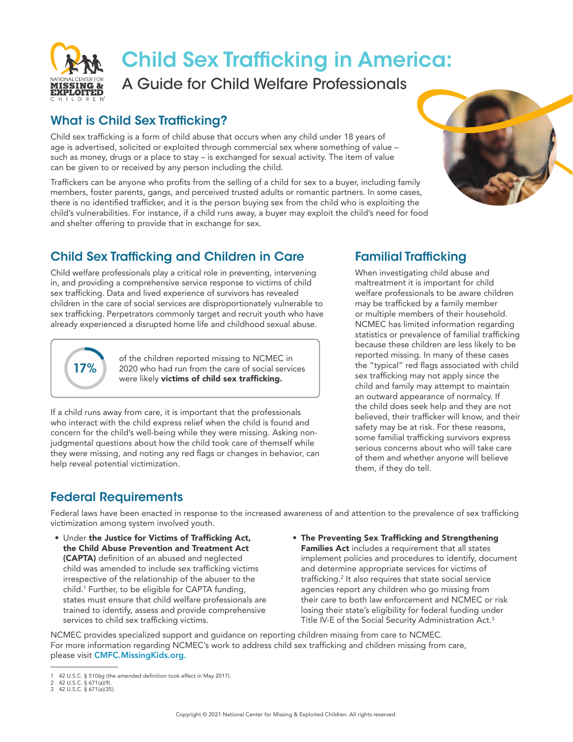# Child Sex Trafficking in America:

## A Guide for Child Welfare Professionals

## What is Child Sex Trafficking?

Child sex trafficking is a form of child abuse that occurs when any child under 18 years of age is advertised, solicited or exploited through commercial sex where something of value – such as money, drugs or a place to stay – is exchanged for sexual activity. The item of value can be given to or received by any person including the child.

Traffickers can be anyone who profits from the selling of a child for sex to a buyer, including family members, foster parents, gangs, and perceived trusted adults or romantic partners. In some cases, there is no identified trafficker, and it is the person buying sex from the child who is exploiting the child's vulnerabilities. For instance, if a child runs away, a buyer may exploit the child's need for food and shelter offering to provide that in exchange for sex.

## Child Sex Trafficking and Children in Care

Child welfare professionals play a critical role in preventing, intervening in, and providing a comprehensive service response to victims of child sex trafficking. Data and lived experience of survivors has revealed children in the care of social services are disproportionately vulnerable to sex trafficking. Perpetrators commonly target and recruit youth who have already experienced a disrupted home life and childhood sexual abuse.

**17%** of the children reported missing to NCMEC in 2020 who had run from the care of social services were likely **victims of child sex trafficking.**

If a child runs away from care, it is important that the professionals who interact with the child express relief when the child is found and concern for the child's well-being while they were missing. Asking non-judgmental questions about how the child took care of themself while they were missing, and noting any red flags or changes in behavior, can help reveal potential victimization.

## Familial Trafficking

When investigating child abuse and maltreatment it is important for child welfare professionals to be aware children may be trafficked by a family member or multiple members of their household. NCMEC has limited information regarding statistics or prevalence of familial trafficking because these children are less likely to be reported missing. In many of these cases the "typical" red flags associated with child sex trafficking may not apply since the child and family may attempt to maintain an outward appearance of normalcy. If the child does seek help and they are not believed, their trafficker will know, and their safety may be at risk. For these reasons, some familial trafficking survivors express serious concerns about who will take care of them and whether anyone will believe them, if they do tell.

## Federal Requirements

Federal laws have been enacted in response to the increased awareness of and attention to the prevalence of sex trafficking victimization among system involved youth.

- Under **the Justice for Victims of Trafficking Act, the Child Abuse Prevention and Treatment Act (CAPTA)** definition of an abused and neglected child was amended to include sex trafficking victims irrespective of the relationship of the abuser to the child.[1] Further, to be eligible for CAPTA funding, states must ensure that child welfare professionals are trained to identify, assess and provide comprehensive services to child sex trafficking victims.
- **The Preventing Sex Trafficking and Strengthening Families Act** includes a requirement that all states implement policies and procedures to identify, document and determine appropriate services for victims of trafficking.[2] It also requires that state social service agencies report any children who go missing from their care to both law enforcement and NCMEC or risk losing their state's eligibility for federal funding under Title IV-E of the Social Security Administration Act.[3]

NCMEC provides specialized support and guidance on reporting children missing from care to NCMEC. For more information regarding NCMEC's work to address child sex trafficking and children missing from care, please visit CMFC.MissingKids.org.

1 42 U.S.C. § 5106g (the amended definition took effect in May 2017).
2 42 U.S.C. § 671(a)(9).
3 42 U.S.C. § 671(a)(35).

Copyright © 2021 National Center for Missing & Exploited Children. All rights reserved.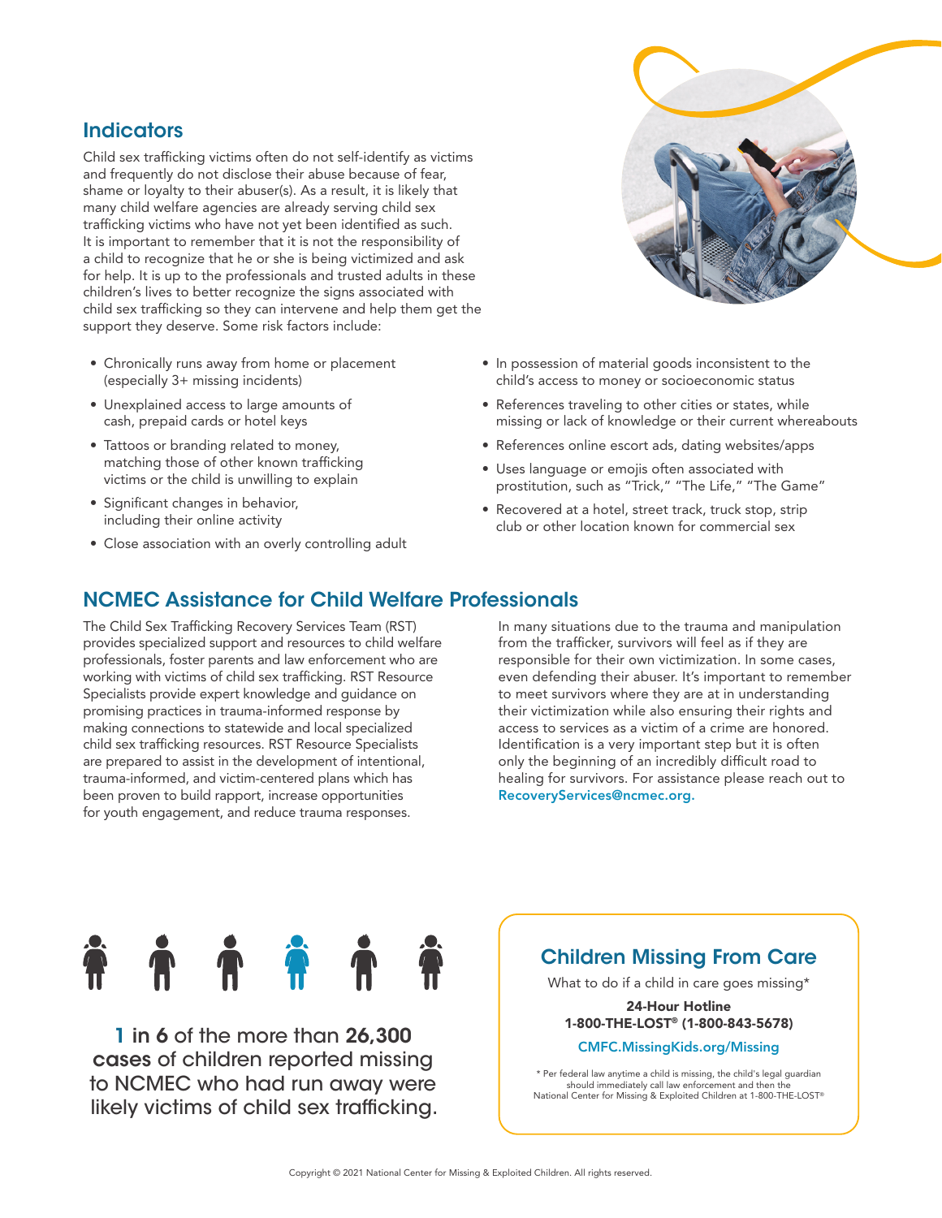## Indicators

Child sex trafficking victims often do not self-identify as victims and frequently do not disclose their abuse because of fear, shame or loyalty to their abuser(s). As a result, it is likely that many child welfare agencies are already serving child sex trafficking victims who have not yet been identified as such. It is important to remember that it is not the responsibility of a child to recognize that he or she is being victimized and ask for help. It is up to the professionals and trusted adults in these children's lives to better recognize the signs associated with child sex trafficking so they can intervene and help them get the support they deserve. Some risk factors include:

- Chronically runs away from home or placement (especially 3+ missing incidents)
- Unexplained access to large amounts of cash, prepaid cards or hotel keys
- Tattoos or branding related to money, matching those of other known trafficking victims or the child is unwilling to explain
- Significant changes in behavior, including their online activity
- Close association with an overly controlling adult
- In possession of material goods inconsistent to the child's access to money or socioeconomic status
- References traveling to other cities or states, while missing or lack of knowledge or their current whereabouts
- References online escort ads, dating websites/apps
- Uses language or emojis often associated with prostitution, such as "Trick," "The Life," "The Game"
- Recovered at a hotel, street track, truck stop, strip club or other location known for commercial sex

## NCMEC Assistance for Child Welfare Professionals

The Child Sex Trafficking Recovery Services Team (RST) provides specialized support and resources to child welfare professionals, foster parents and law enforcement who are working with victims of child sex trafficking. RST Resource Specialists provide expert knowledge and guidance on promising practices in trauma-informed response by making connections to statewide and local specialized child sex trafficking resources. RST Resource Specialists are prepared to assist in the development of intentional, trauma-informed, and victim-centered plans which has been proven to build rapport, increase opportunities for youth engagement, and reduce trauma responses.

In many situations due to the trauma and manipulation from the trafficker, survivors will feel as if they are responsible for their own victimization. In some cases, even defending their abuser. It's important to remember to meet survivors where they are at in understanding their victimization while also ensuring their rights and access to services as a victim of a crime are honored. Identification is a very important step but it is often only the beginning of an incredibly difficult road to healing for survivors. For assistance please reach out to RecoveryServices@ncmec.org.

**1 in 6** of the more than **26,300 cases** of children reported missing to NCMEC who had run away were likely victims of child sex trafficking.

### Children Missing From Care

What to do if a child in care goes missing*

**24-Hour Hotline**
**1-800-THE-LOST® (1-800-843-5678)**

CMFC.MissingKids.org/Missing

\* Per federal law anytime a child is missing, the child's legal guardian should immediately call law enforcement and then the National Center for Missing & Exploited Children at 1-800-THE-LOST®

Copyright © 2021 National Center for Missing & Exploited Children. All rights reserved.